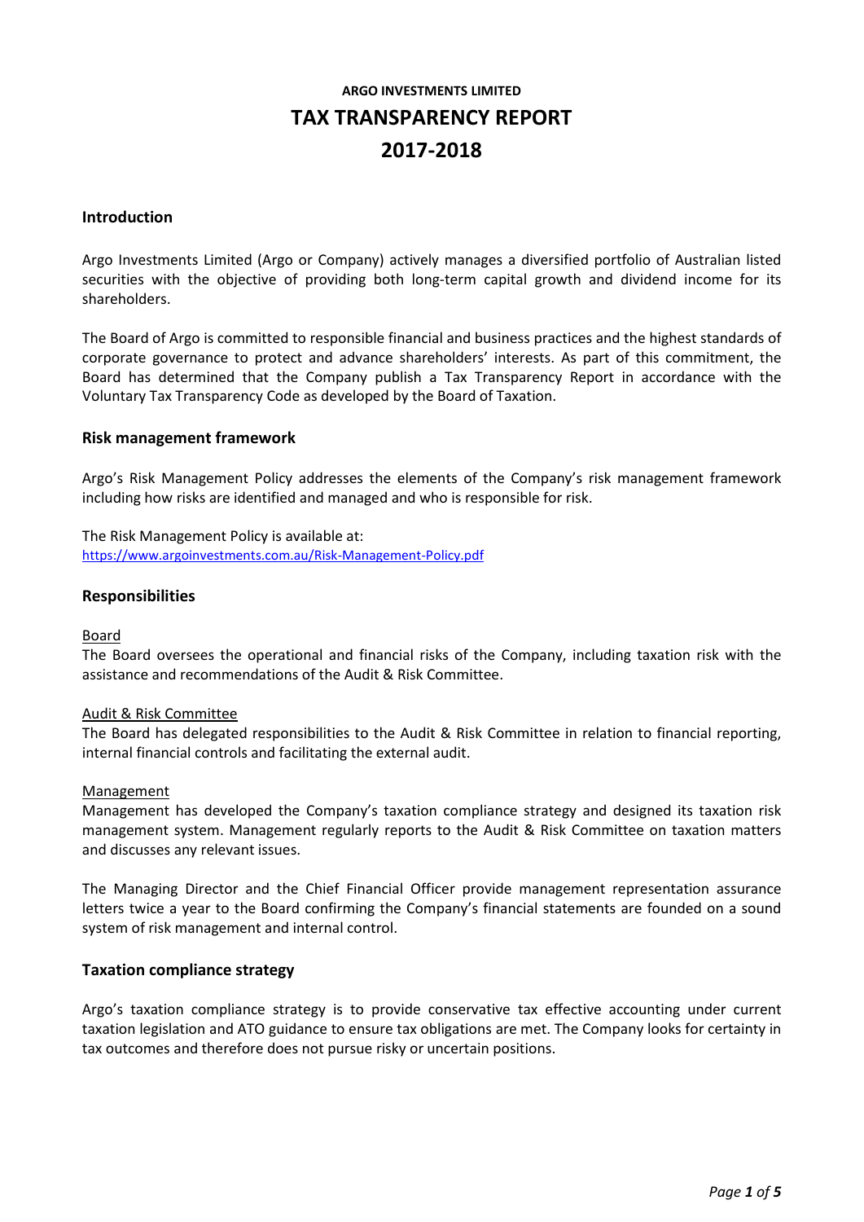**ARGO INVESTMENTS LIMITED**

# TAX TRANSPARENCY REPORT

# 2017-2018

## Introduction

Argo Investments Limited (Argo or Company) actively manages a diversified portfolio of Australian listed securities with the objective of providing both long-term capital growth and dividend income for its shareholders.

The Board of Argo is committed to responsible financial and business practices and the highest standards of corporate governance to protect and advance shareholders' interests. As part of this commitment, the Board has determined that the Company publish a Tax Transparency Report in accordance with the Voluntary Tax Transparency Code as developed by the Board of Taxation.

## Risk management framework

Argo's Risk Management Policy addresses the elements of the Company's risk management framework including how risks are identified and managed and who is responsible for risk.

The Risk Management Policy is available at:
[https://www.argoinvestments.com.au/Risk-Management-Policy.pdf](https://www.argoinvestments.com.au/Risk-Management-Policy.pdf)

## Responsibilities

### Board

The Board oversees the operational and financial risks of the Company, including taxation risk with the assistance and recommendations of the Audit & Risk Committee.

### Audit & Risk Committee

The Board has delegated responsibilities to the Audit & Risk Committee in relation to financial reporting, internal financial controls and facilitating the external audit.

### Management

Management has developed the Company's taxation compliance strategy and designed its taxation risk management system. Management regularly reports to the Audit & Risk Committee on taxation matters and discusses any relevant issues.

The Managing Director and the Chief Financial Officer provide management representation assurance letters twice a year to the Board confirming the Company's financial statements are founded on a sound system of risk management and internal control.

## Taxation compliance strategy

Argo's taxation compliance strategy is to provide conservative tax effective accounting under current taxation legislation and ATO guidance to ensure tax obligations are met. The Company looks for certainty in tax outcomes and therefore does not pursue risky or uncertain positions.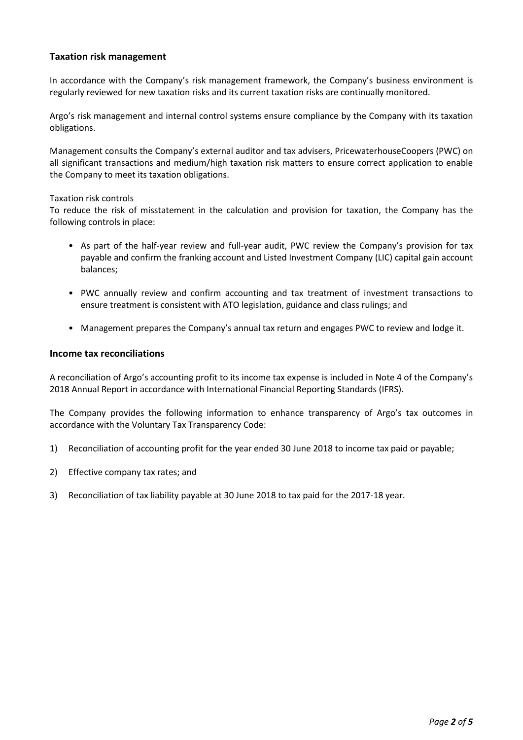## Taxation risk management

In accordance with the Company's risk management framework, the Company's business environment is regularly reviewed for new taxation risks and its current taxation risks are continually monitored.

Argo's risk management and internal control systems ensure compliance by the Company with its taxation obligations.

Management consults the Company's external auditor and tax advisers, PricewaterhouseCoopers (PWC) on all significant transactions and medium/high taxation risk matters to ensure correct application to enable the Company to meet its taxation obligations.

<u>Taxation risk controls</u>
To reduce the risk of misstatement in the calculation and provision for taxation, the Company has the following controls in place:

- As part of the half-year review and full-year audit, PWC review the Company's provision for tax payable and confirm the franking account and Listed Investment Company (LIC) capital gain account balances;
- PWC annually review and confirm accounting and tax treatment of investment transactions to ensure treatment is consistent with ATO legislation, guidance and class rulings; and
- Management prepares the Company's annual tax return and engages PWC to review and lodge it.

## Income tax reconciliations

A reconciliation of Argo's accounting profit to its income tax expense is included in Note 4 of the Company's 2018 Annual Report in accordance with International Financial Reporting Standards (IFRS).

The Company provides the following information to enhance transparency of Argo's tax outcomes in accordance with the Voluntary Tax Transparency Code:

1) Reconciliation of accounting profit for the year ended 30 June 2018 to income tax paid or payable;
2) Effective company tax rates; and
3) Reconciliation of tax liability payable at 30 June 2018 to tax paid for the 2017-18 year.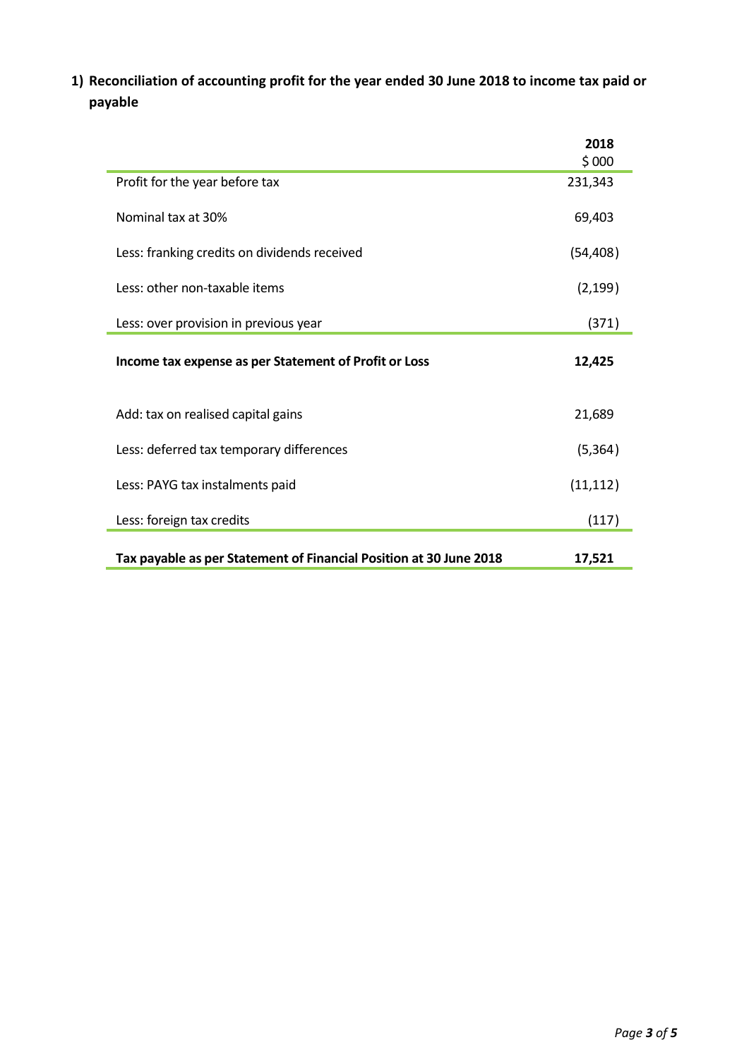## 1) Reconciliation of accounting profit for the year ended 30 June 2018 to income tax paid or payable

| | 2018<br>$ 000 |
|---|---|
| Profit for the year before tax | 231,343 |
| Nominal tax at 30% | 69,403 |
| Less: franking credits on dividends received | (54,408) |
| Less: other non-taxable items | (2,199) |
| Less: over provision in previous year | (371) |
| **Income tax expense as per Statement of Profit or Loss** | **12,425** |
| Add: tax on realised capital gains | 21,689 |
| Less: deferred tax temporary differences | (5,364) |
| Less: PAYG tax instalments paid | (11,112) |
| Less: foreign tax credits | (117) |
| **Tax payable as per Statement of Financial Position at 30 June 2018** | **17,521** |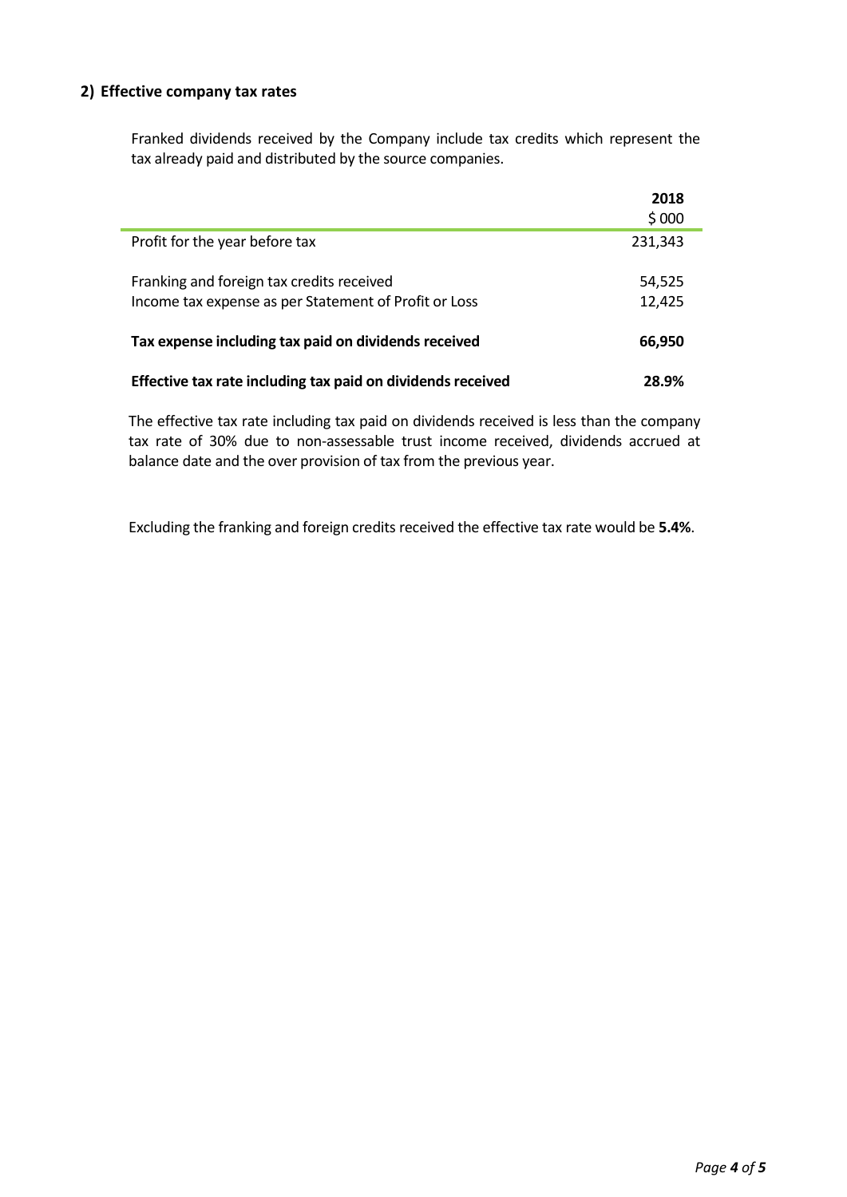## 2) Effective company tax rates

Franked dividends received by the Company include tax credits which represent the tax already paid and distributed by the source companies.

| | 2018 |
|---|---|
| | $ 000 |
| Profit for the year before tax | 231,343 |
| Franking and foreign tax credits received | 54,525 |
| Income tax expense as per Statement of Profit or Loss | 12,425 |
| **Tax expense including tax paid on dividends received** | **66,950** |
| **Effective tax rate including tax paid on dividends received** | **28.9%** |

The effective tax rate including tax paid on dividends received is less than the company tax rate of 30% due to non-assessable trust income received, dividends accrued at balance date and the over provision of tax from the previous year.

Excluding the franking and foreign credits received the effective tax rate would be **5.4%**.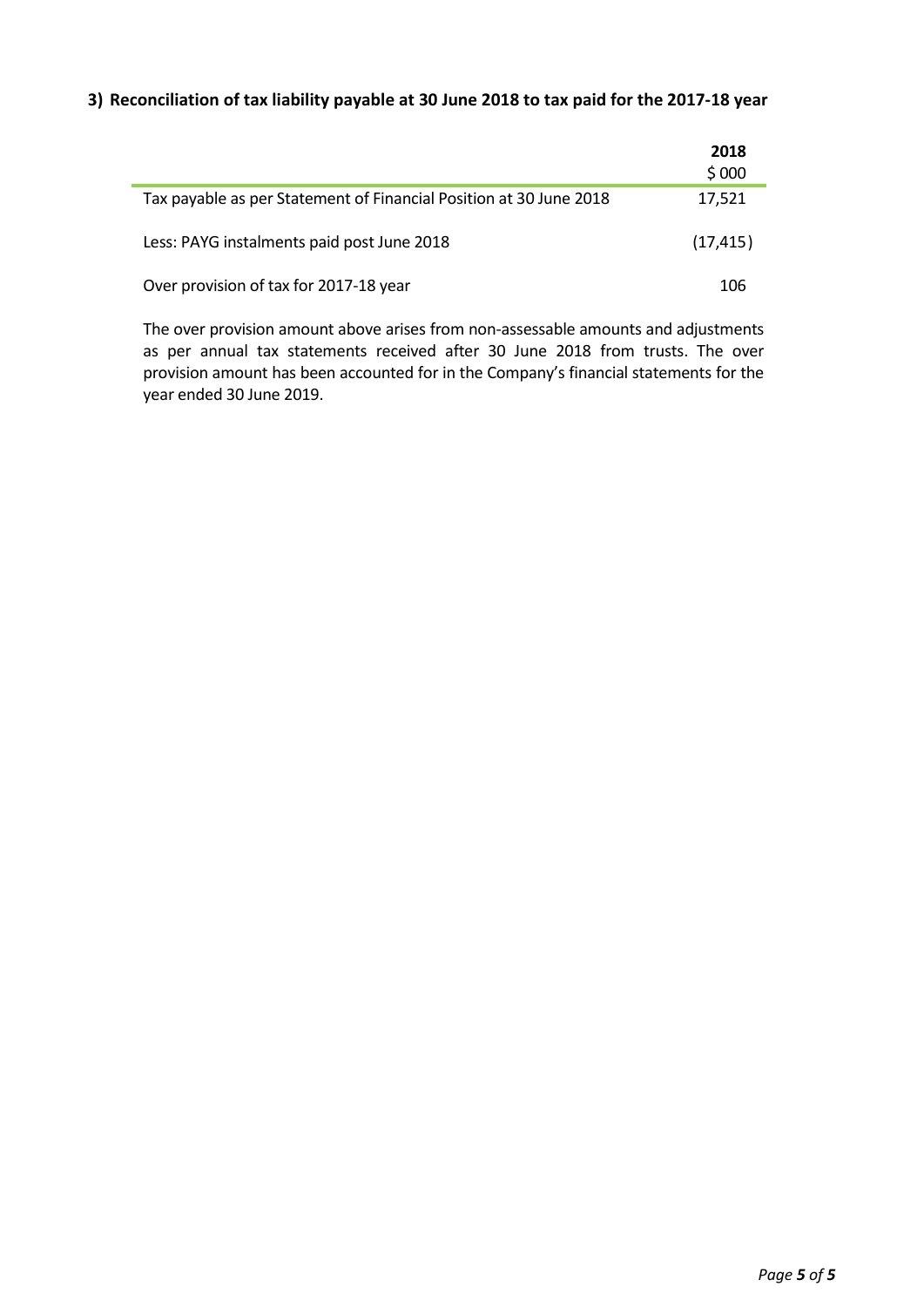## 3) Reconciliation of tax liability payable at 30 June 2018 to tax paid for the 2017-18 year

| | **2018** |
|---|---|
| | $ 000 |
| Tax payable as per Statement of Financial Position at 30 June 2018 | 17,521 |
| Less: PAYG instalments paid post June 2018 | (17,415) |
| Over provision of tax for 2017-18 year | 106 |

The over provision amount above arises from non-assessable amounts and adjustments as per annual tax statements received after 30 June 2018 from trusts. The over provision amount has been accounted for in the Company's financial statements for the year ended 30 June 2019.